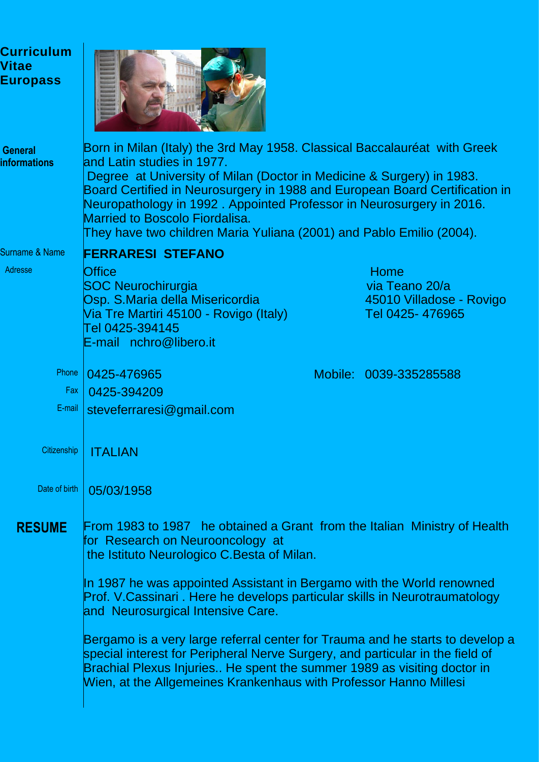# Curriculum Vitae Europass

**General informations**

Born in Milan (Italy) the 3rd May 1958. Classical Baccalauréat with Greek and Latin studies in 1977.
Degree at University of Milan (Doctor in Medicine & Surgery) in 1983.
Board Certified in Neurosurgery in 1988 and European Board Certification in Neuropathology in 1992 . Appointed Professor in Neurosurgery in 2016.
Married to Boscolo Fiordalisa.
They have two children Maria Yuliana (2001) and Pablo Emilio (2004).

**Surname & Name** — **FERRARESI STEFANO**

**Adresse**

| Office | Home |
| --- | --- |
| SOC Neurochirurgia | via Teano 20/a |
| Osp. S.Maria della Misericordia | 45010 Villadose - Rovigo |
| Via Tre Martiri 45100 - Rovigo (Italy) | Tel 0425- 476965 |
| Tel 0425-394145 | |
| E-mail nchro@libero.it | |

**Phone** 0425-476965 Mobile: 0039-335285588

**Fax** 0425-394209

**E-mail** steveferraresi@gmail.com

**Citizenship** ITALIAN

**Date of birth** 05/03/1958

## RESUME

From 1983 to 1987 he obtained a Grant from the Italian Ministry of Health for Research on Neurooncology at the Istituto Neurologico C.Besta of Milan.

In 1987 he was appointed Assistant in Bergamo with the World renowned Prof. V.Cassinari . Here he develops particular skills in Neurotraumatology and Neurosurgical Intensive Care.

Bergamo is a very large referral center for Trauma and he starts to develop a special interest for Peripheral Nerve Surgery, and particular in the field of Brachial Plexus Injuries.. He spent the summer 1989 as visiting doctor in Wien, at the Allgemeines Krankenhaus with Professor Hanno Millesi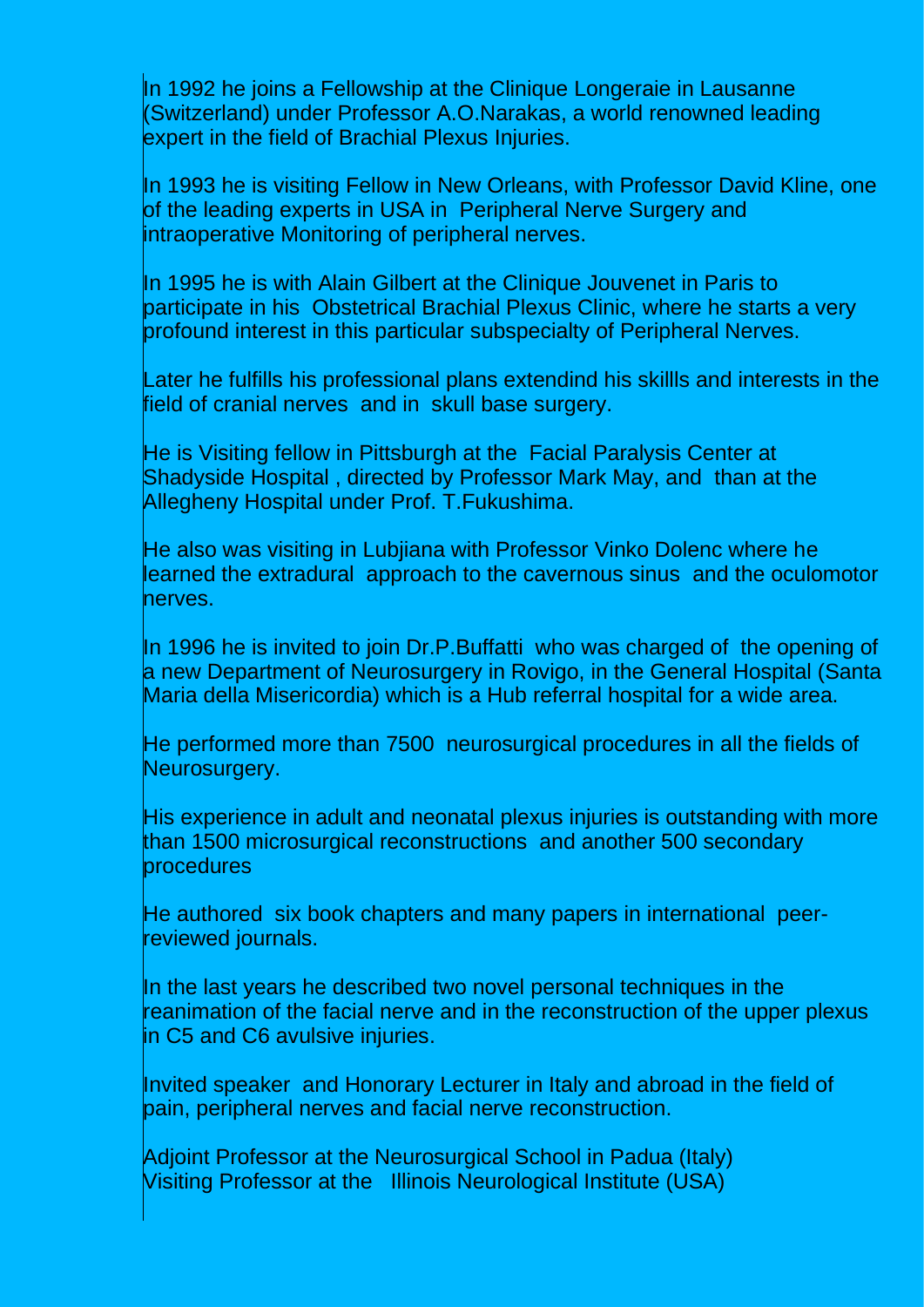In 1992 he joins a Fellowship at the Clinique Longeraie in Lausanne (Switzerland) under Professor A.O.Narakas, a world renowned leading expert in the field of Brachial Plexus Injuries.

In 1993 he is visiting Fellow in New Orleans, with Professor David Kline, one of the leading experts in USA in Peripheral Nerve Surgery and intraoperative Monitoring of peripheral nerves.

In 1995 he is with Alain Gilbert at the Clinique Jouvenet in Paris to participate in his Obstetrical Brachial Plexus Clinic, where he starts a very profound interest in this particular subspecialty of Peripheral Nerves.

Later he fulfills his professional plans extendind his skillls and interests in the field of cranial nerves and in skull base surgery.

He is Visiting fellow in Pittsburgh at the Facial Paralysis Center at Shadyside Hospital , directed by Professor Mark May, and than at the Allegheny Hospital under Prof. T.Fukushima.

He also was visiting in Lubjiana with Professor Vinko Dolenc where he learned the extradural approach to the cavernous sinus and the oculomotor nerves.

In 1996 he is invited to join Dr.P.Buffatti who was charged of the opening of a new Department of Neurosurgery in Rovigo, in the General Hospital (Santa Maria della Misericordia) which is a Hub referral hospital for a wide area.

He performed more than 7500 neurosurgical procedures in all the fields of Neurosurgery.

His experience in adult and neonatal plexus injuries is outstanding with more than 1500 microsurgical reconstructions and another 500 secondary procedures

He authored six book chapters and many papers in international peer-reviewed journals.

In the last years he described two novel personal techniques in the reanimation of the facial nerve and in the reconstruction of the upper plexus in C5 and C6 avulsive injuries.

Invited speaker and Honorary Lecturer in Italy and abroad in the field of pain, peripheral nerves and facial nerve reconstruction.

Adjoint Professor at the Neurosurgical School in Padua (Italy)
Visiting Professor at the Illinois Neurological Institute (USA)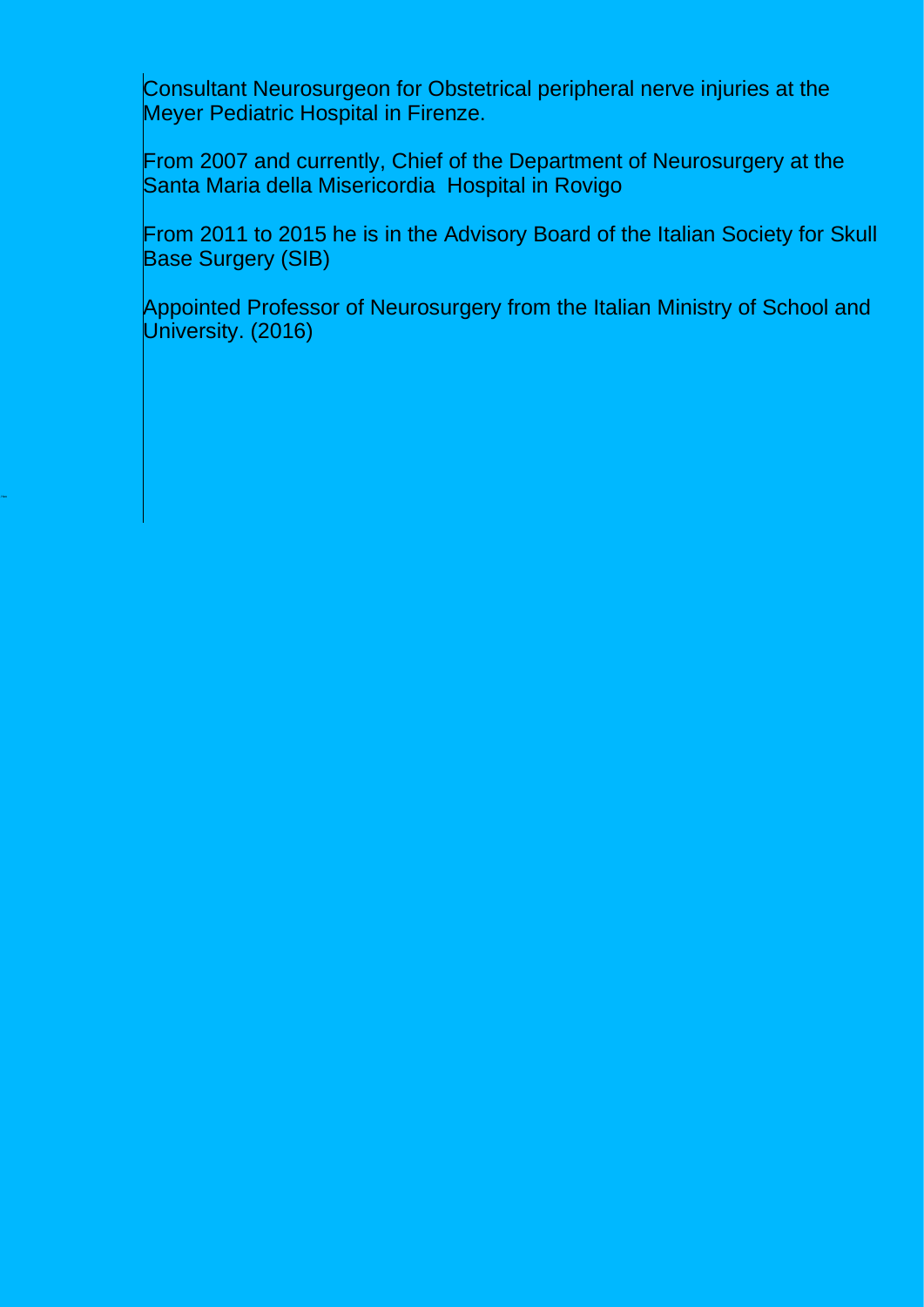Consultant Neurosurgeon for Obstetrical peripheral nerve injuries at the Meyer Pediatric Hospital in Firenze.

From 2007 and currently, Chief of the Department of Neurosurgery at the Santa Maria della Misericordia Hospital in Rovigo

From 2011 to 2015 he is in the Advisory Board of the Italian Society for Skull Base Surgery (SIB)

Appointed Professor of Neurosurgery from the Italian Ministry of School and University. (2016)